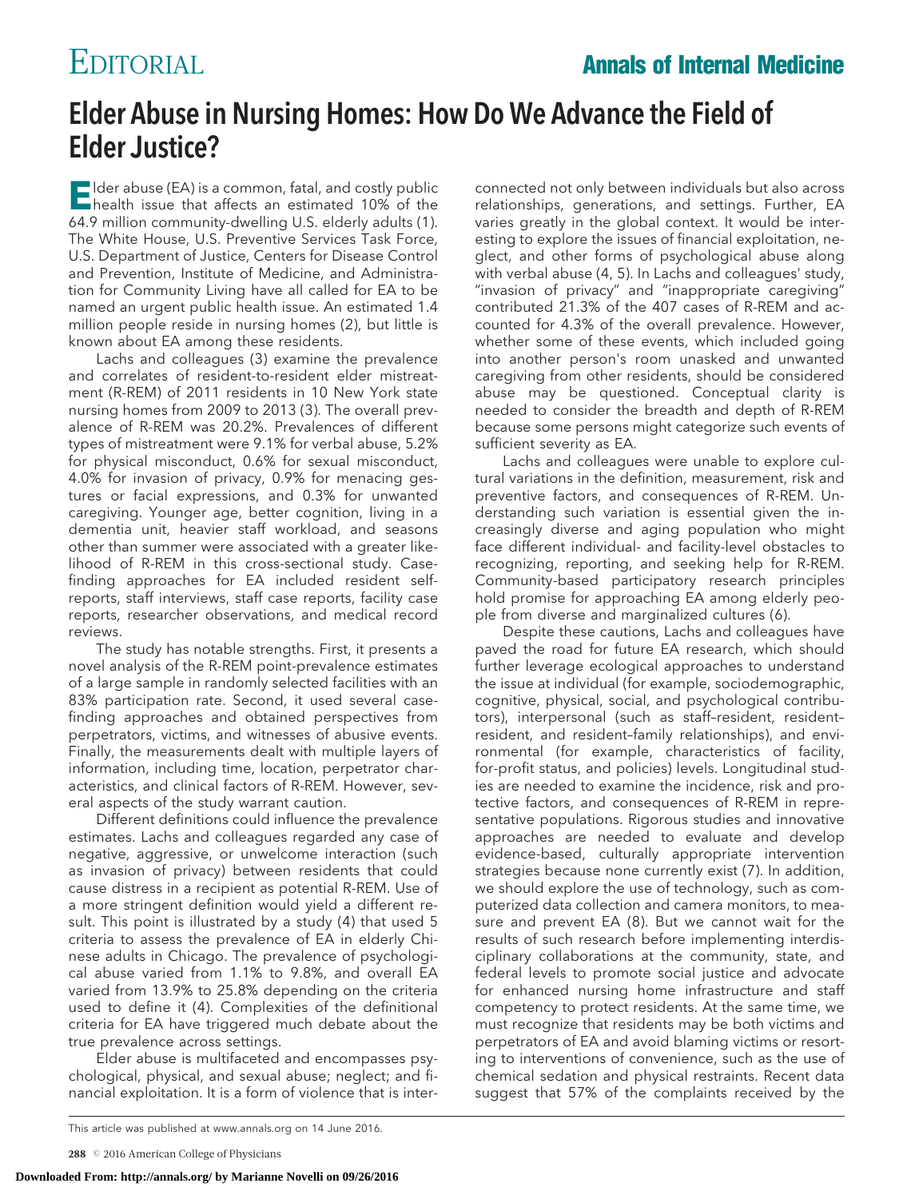EDITORIAL

# Elder Abuse in Nursing Homes: How Do We Advance the Field of Elder Justice?

Elder abuse (EA) is a common, fatal, and costly public health issue that affects an estimated 10% of the 64.9 million community-dwelling U.S. elderly adults (1). The White House, U.S. Preventive Services Task Force, U.S. Department of Justice, Centers for Disease Control and Prevention, Institute of Medicine, and Administration for Community Living have all called for EA to be named an urgent public health issue. An estimated 1.4 million people reside in nursing homes (2), but little is known about EA among these residents.

Lachs and colleagues (3) examine the prevalence and correlates of resident-to-resident elder mistreatment (R-REM) of 2011 residents in 10 New York state nursing homes from 2009 to 2013 (3). The overall prevalence of R-REM was 20.2%. Prevalences of different types of mistreatment were 9.1% for verbal abuse, 5.2% for physical misconduct, 0.6% for sexual misconduct, 4.0% for invasion of privacy, 0.9% for menacing gestures or facial expressions, and 0.3% for unwanted caregiving. Younger age, better cognition, living in a dementia unit, heavier staff workload, and seasons other than summer were associated with a greater likelihood of R-REM in this cross-sectional study. Case-finding approaches for EA included resident self-reports, staff interviews, staff case reports, facility case reports, researcher observations, and medical record reviews.

The study has notable strengths. First, it presents a novel analysis of the R-REM point-prevalence estimates of a large sample in randomly selected facilities with an 83% participation rate. Second, it used several case-finding approaches and obtained perspectives from perpetrators, victims, and witnesses of abusive events. Finally, the measurements dealt with multiple layers of information, including time, location, perpetrator characteristics, and clinical factors of R-REM. However, several aspects of the study warrant caution.

Different definitions could influence the prevalence estimates. Lachs and colleagues regarded any case of negative, aggressive, or unwelcome interaction (such as invasion of privacy) between residents that could cause distress in a recipient as potential R-REM. Use of a more stringent definition would yield a different result. This point is illustrated by a study (4) that used 5 criteria to assess the prevalence of EA in elderly Chinese adults in Chicago. The prevalence of psychological abuse varied from 1.1% to 9.8%, and overall EA varied from 13.9% to 25.8% depending on the criteria used to define it (4). Complexities of the definitional criteria for EA have triggered much debate about the true prevalence across settings.

Elder abuse is multifaceted and encompasses psychological, physical, and sexual abuse; neglect; and financial exploitation. It is a form of violence that is interconnected not only between individuals but also across relationships, generations, and settings. Further, EA varies greatly in the global context. It would be interesting to explore the issues of financial exploitation, neglect, and other forms of psychological abuse along with verbal abuse (4, 5). In Lachs and colleagues' study, "invasion of privacy" and "inappropriate caregiving" contributed 21.3% of the 407 cases of R-REM and accounted for 4.3% of the overall prevalence. However, whether some of these events, which included going into another person's room unasked and unwanted caregiving from other residents, should be considered abuse may be questioned. Conceptual clarity is needed to consider the breadth and depth of R-REM because some persons might categorize such events of sufficient severity as EA.

Lachs and colleagues were unable to explore cultural variations in the definition, measurement, risk and preventive factors, and consequences of R-REM. Understanding such variation is essential given the increasingly diverse and aging population who might face different individual- and facility-level obstacles to recognizing, reporting, and seeking help for R-REM. Community-based participatory research principles hold promise for approaching EA among elderly people from diverse and marginalized cultures (6).

Despite these cautions, Lachs and colleagues have paved the road for future EA research, which should further leverage ecological approaches to understand the issue at individual (for example, sociodemographic, cognitive, physical, social, and psychological contributors), interpersonal (such as staff–resident, resident–resident, and resident–family relationships), and environmental (for example, characteristics of facility, for-profit status, and policies) levels. Longitudinal studies are needed to examine the incidence, risk and protective factors, and consequences of R-REM in representative populations. Rigorous studies and innovative approaches are needed to evaluate and develop evidence-based, culturally appropriate intervention strategies because none currently exist (7). In addition, we should explore the use of technology, such as computerized data collection and camera monitors, to measure and prevent EA (8). But we cannot wait for the results of such research before implementing interdisciplinary collaborations at the community, state, and federal levels to promote social justice and advocate for enhanced nursing home infrastructure and staff competency to protect residents. At the same time, we must recognize that residents may be both victims and perpetrators of EA and avoid blaming victims or resorting to interventions of convenience, such as the use of chemical sedation and physical restraints. Recent data suggest that 57% of the complaints received by the

This article was published at www.annals.org on 14 June 2016.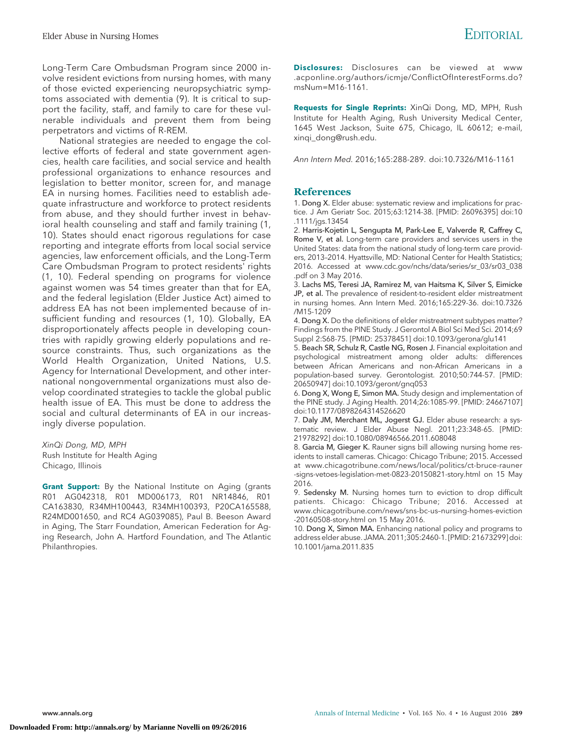Long-Term Care Ombudsman Program since 2000 involve resident evictions from nursing homes, with many of those evicted experiencing neuropsychiatric symptoms associated with dementia (9). It is critical to support the facility, staff, and family to care for these vulnerable individuals and prevent them from being perpetrators and victims of R-REM.

National strategies are needed to engage the collective efforts of federal and state government agencies, health care facilities, and social service and health professional organizations to enhance resources and legislation to better monitor, screen for, and manage EA in nursing homes. Facilities need to establish adequate infrastructure and workforce to protect residents from abuse, and they should further invest in behavioral health counseling and staff and family training (1, 10). States should enact rigorous regulations for case reporting and integrate efforts from local social service agencies, law enforcement officials, and the Long-Term Care Ombudsman Program to protect residents' rights (1, 10). Federal spending on programs for violence against women was 54 times greater than that for EA, and the federal legislation (Elder Justice Act) aimed to address EA has not been implemented because of insufficient funding and resources (1, 10). Globally, EA disproportionately affects people in developing countries with rapidly growing elderly populations and resource constraints. Thus, such organizations as the World Health Organization, United Nations, U.S. Agency for International Development, and other international nongovernmental organizations must also develop coordinated strategies to tackle the global public health issue of EA. This must be done to address the social and cultural determinants of EA in our increasingly diverse population.

*XinQi Dong, MD, MPH*
Rush Institute for Health Aging
Chicago, Illinois

**Grant Support:** By the National Institute on Aging (grants R01 AG042318, R01 MD006173, R01 NR14846, R01 CA163830, R34MH100443, R34MH100393, P20CA165588, R24MD001650, and RC4 AG039085), Paul B. Beeson Award in Aging, The Starr Foundation, American Federation for Aging Research, John A. Hartford Foundation, and The Atlantic Philanthropies.

**Disclosures:** Disclosures can be viewed at www.acponline.org/authors/icmje/ConflictOfInterestForms.do?msNum=M16-1161.

**Requests for Single Reprints:** XinQi Dong, MD, MPH, Rush Institute for Health Aging, Rush University Medical Center, 1645 West Jackson, Suite 675, Chicago, IL 60612; e-mail, xinqi_dong@rush.edu.

*Ann Intern Med.* 2016;165:288-289. doi:10.7326/M16-1161

## References

1. **Dong X.** Elder abuse: systematic review and implications for practice. J Am Geriatr Soc. 2015;63:1214-38. [PMID: 26096395] doi:10.1111/jgs.13454
2. **Harris-Kojetin L, Sengupta M, Park-Lee E, Valverde R, Caffrey C, Rome V, et al.** Long-term care providers and services users in the United States: data from the national study of long-term care providers, 2013–2014. Hyattsville, MD: National Center for Health Statistics; 2016. Accessed at www.cdc.gov/nchs/data/series/sr_03/sr03_038.pdf on 3 May 2016.
3. **Lachs MS, Teresi JA, Ramirez M, van Haitsma K, Silver S, Eimicke JP, et al.** The prevalence of resident-to-resident elder mistreatment in nursing homes. Ann Intern Med. 2016;165:229-36. doi:10.7326/M15-1209
4. **Dong X.** Do the definitions of elder mistreatment subtypes matter? Findings from the PINE Study. J Gerontol A Biol Sci Med Sci. 2014;69 Suppl 2:S68-75. [PMID: 25378451] doi:10.1093/gerona/glu141
5. **Beach SR, Schulz R, Castle NG, Rosen J.** Financial exploitation and psychological mistreatment among older adults: differences between African Americans and non-African Americans in a population-based survey. Gerontologist. 2010;50:744-57. [PMID: 20650947] doi:10.1093/geront/gnq053
6. **Dong X, Wong E, Simon MA.** Study design and implementation of the PINE study. J Aging Health. 2014;26:1085-99. [PMID: 24667107] doi:10.1177/0898264314526620
7. **Daly JM, Merchant ML, Jogerst GJ.** Elder abuse research: a systematic review. J Elder Abuse Negl. 2011;23:348-65. [PMID: 21978292] doi:10.1080/08946566.2011.608048
8. **Garcia M, Gieger K.** Rauner signs bill allowing nursing home residents to install cameras. Chicago: Chicago Tribune; 2015. Accessed at www.chicagotribune.com/news/local/politics/ct-bruce-rauner-signs-vetoes-legislation-met-0823-20150821-story.html on 15 May 2016.
9. **Sedensky M.** Nursing homes turn to eviction to drop difficult patients. Chicago: Chicago Tribune; 2016. Accessed at www.chicagotribune.com/news/sns-bc-us–nursing-homes-eviction-20160508-story.html on 15 May 2016.
10. **Dong X, Simon MA.** Enhancing national policy and programs to address elder abuse. JAMA. 2011;305:2460-1. [PMID: 21673299] doi:10.1001/jama.2011.835